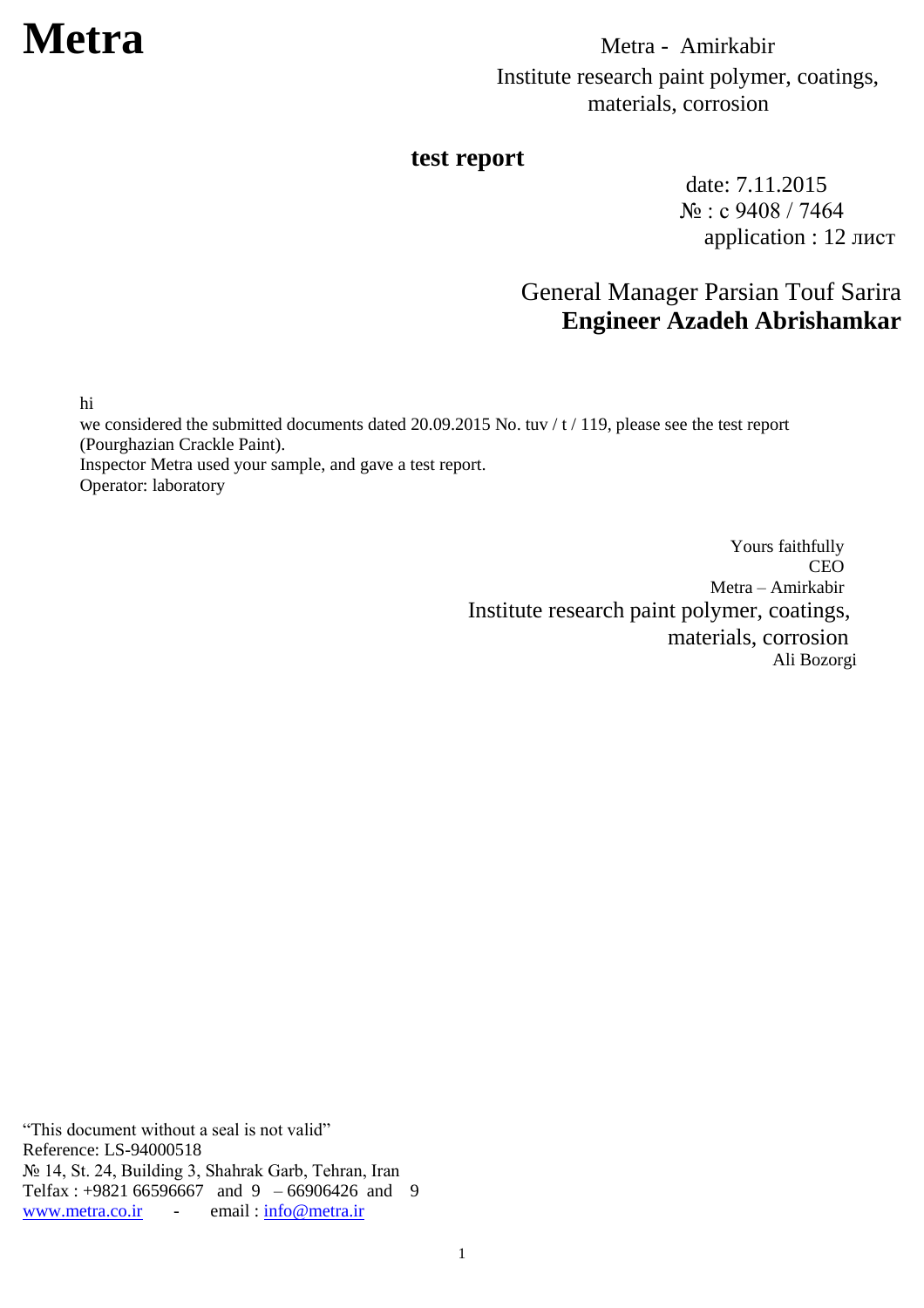# Metra

Metra - Amirkabir
Institute research paint polymer, coatings, materials, corrosion

## test report

date: 7.11.2015
№ : c 9408 / 7464
application : 12 лист

General Manager Parsian Touf Sarira
**Engineer Azadeh Abrishamkar**

hi
we considered the submitted documents dated 20.09.2015 No. tuv / t / 119, please see the test report (Pourghazian Crackle Paint).
Inspector Metra used your sample, and gave a test report.
Operator: laboratory

Yours faithfully
CEO
Metra – Amirkabir
Institute research paint polymer, coatings, materials, corrosion
Ali Bozorgi

"This document without a seal is not valid"
Reference: LS-94000518
№ 14, St. 24, Building 3, Shahrak Garb, Tehran, Iran
Telfax : +9821 66596667 and 9 – 66906426 and 9
www.metra.co.ir - email : info@metra.ir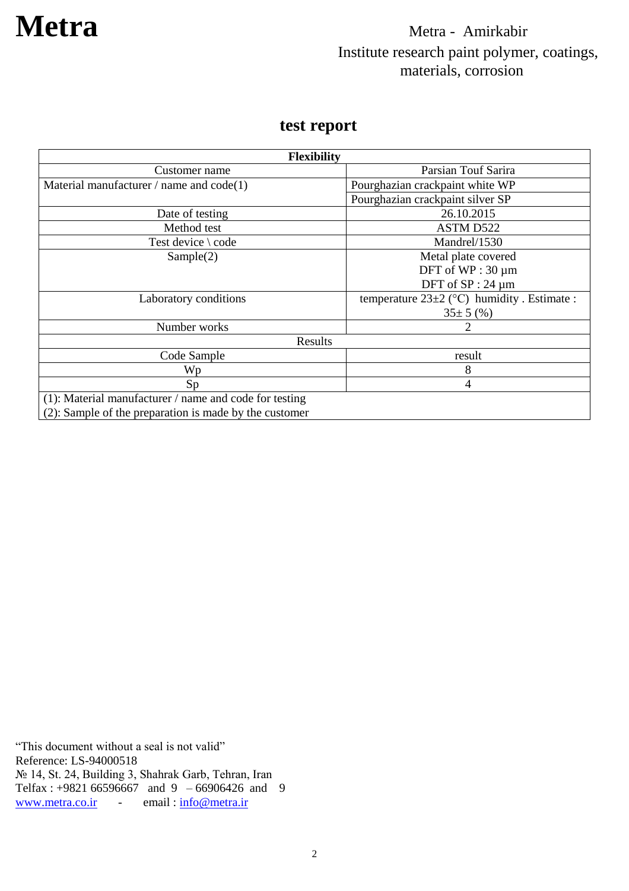# Metra

Metra - Amirkabir
Institute research paint polymer, coatings, materials, corrosion

## test report

| Flexibility | |
|---|---|
| Customer name | Parsian Touf Sarira |
| Material manufacturer / name and code(1) | Pourghazian crackpaint white WP |
| | Pourghazian crackpaint silver SP |
| Date of testing | 26.10.2015 |
| Method test | ASTM D522 |
| Test device \ code | Mandrel/1530 |
| Sample(2) | Metal plate covered<br>DFT of WP : 30 µm<br>DFT of SP : 24 µm |
| Laboratory conditions | temperature 23±2 (°C) humidity . Estimate : 35± 5 (%) |
| Number works | 2 |
| Results | |
| Code Sample | result |
| Wp | 8 |
| Sp | 4 |
| (1): Material manufacturer / name and code for testing<br>(2): Sample of the preparation is made by the customer | |

"This document without a seal is not valid"
Reference: LS-94000518
№ 14, St. 24, Building 3, Shahrak Garb, Tehran, Iran
Telfax : +9821 66596667 and 9 – 66906426 and 9
www.metra.co.ir - email : info@metra.ir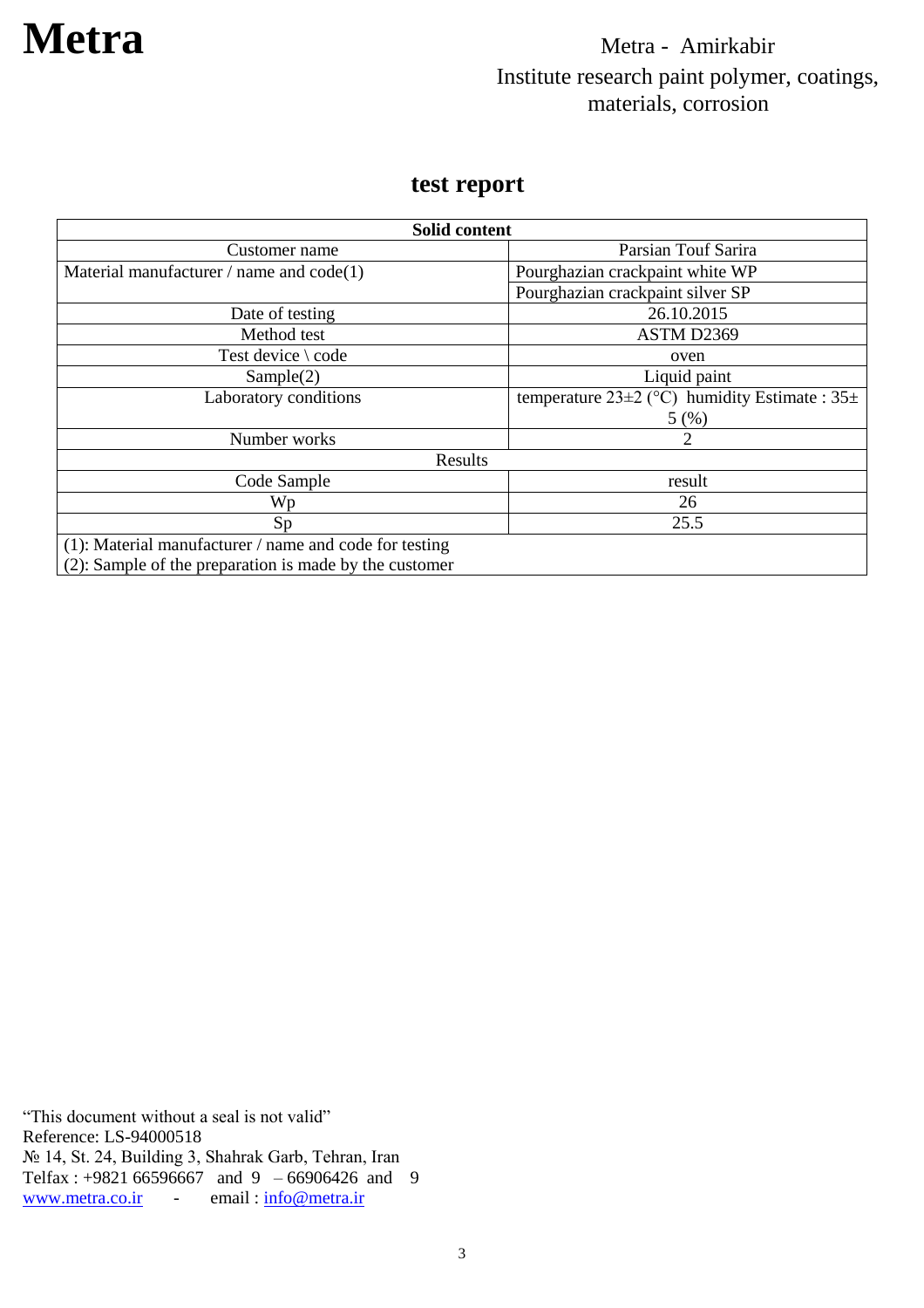**Metra**

Metra - Amirkabir
Institute research paint polymer, coatings, materials, corrosion

## test report

| Solid content | |
|---|---|
| Customer name | Parsian Touf Sarira |
| Material manufacturer / name and code(1) | Pourghazian crackpaint white WP |
| | Pourghazian crackpaint silver SP |
| Date of testing | 26.10.2015 |
| Method test | ASTM D2369 |
| Test device \ code | oven |
| Sample(2) | Liquid paint |
| Laboratory conditions | temperature 23±2 (°C) humidity Estimate : 35± 5 (%) |
| Number works | 2 |
| Results | |
| Code Sample | result |
| Wp | 26 |
| Sp | 25.5 |
| (1): Material manufacturer / name and code for testing<br>(2): Sample of the preparation is made by the customer | |

"This document without a seal is not valid"
Reference: LS-94000518
№ 14, St. 24, Building 3, Shahrak Garb, Tehran, Iran
Telfax : +9821 66596667 and 9 – 66906426 and 9
www.metra.co.ir - email : info@metra.ir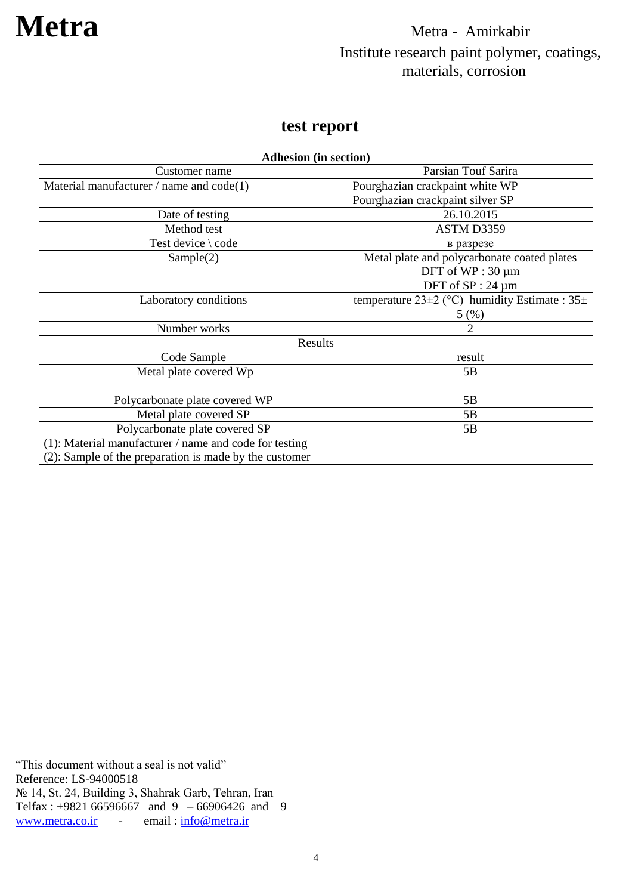# Metra

Metra - Amirkabir
Institute research paint polymer, coatings, materials, corrosion

## test report

| Adhesion (in section) | |
|---|---|
| Customer name | Parsian Touf Sarira |
| Material manufacturer / name and code(1) | Pourghazian crackpaint white WP |
| | Pourghazian crackpaint silver SP |
| Date of testing | 26.10.2015 |
| Method test | ASTM D3359 |
| Test device \ code | в разрезе |
| Sample(2) | Metal plate and polycarbonate coated plates DFT of WP : 30 µm DFT of SP : 24 µm |
| Laboratory conditions | temperature 23±2 (°C) humidity Estimate : 35± 5 (%) |
| Number works | 2 |
| Results | |
| Code Sample | result |
| Metal plate covered Wp | 5B |
| Polycarbonate plate covered WP | 5B |
| Metal plate covered SP | 5B |
| Polycarbonate plate covered SP | 5B |
| (1): Material manufacturer / name and code for testing (2): Sample of the preparation is made by the customer | |

“This document without a seal is not valid”
Reference: LS-94000518
№ 14, St. 24, Building 3, Shahrak Garb, Tehran, Iran
Telfax : +9821 66596667 and 9 – 66906426 and 9
www.metra.co.ir - email : info@metra.ir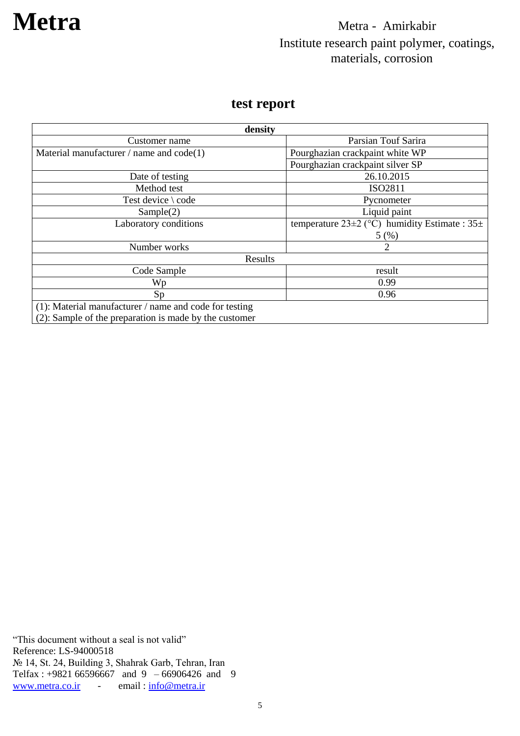# Metra

Metra - Amirkabir
Institute research paint polymer, coatings, materials, corrosion

## test report

| density | |
|---|---|
| Customer name | Parsian Touf Sarira |
| Material manufacturer / name and code(1) | Pourghazian crackpaint white WP |
| | Pourghazian crackpaint silver SP |
| Date of testing | 26.10.2015 |
| Method test | ISO2811 |
| Test device \ code | Pycnometer |
| Sample(2) | Liquid paint |
| Laboratory conditions | temperature 23±2 (°C) humidity Estimate : 35± 5 (%) |
| Number works | 2 |
| Results | |
| Code Sample | result |
| Wp | 0.99 |
| Sp | 0.96 |
| (1): Material manufacturer / name and code for testing<br>(2): Sample of the preparation is made by the customer | |

"This document without a seal is not valid"
Reference: LS-94000518
№ 14, St. 24, Building 3, Shahrak Garb, Tehran, Iran
Telfax : +9821 66596667 and 9 – 66906426 and 9
www.metra.co.ir - email : info@metra.ir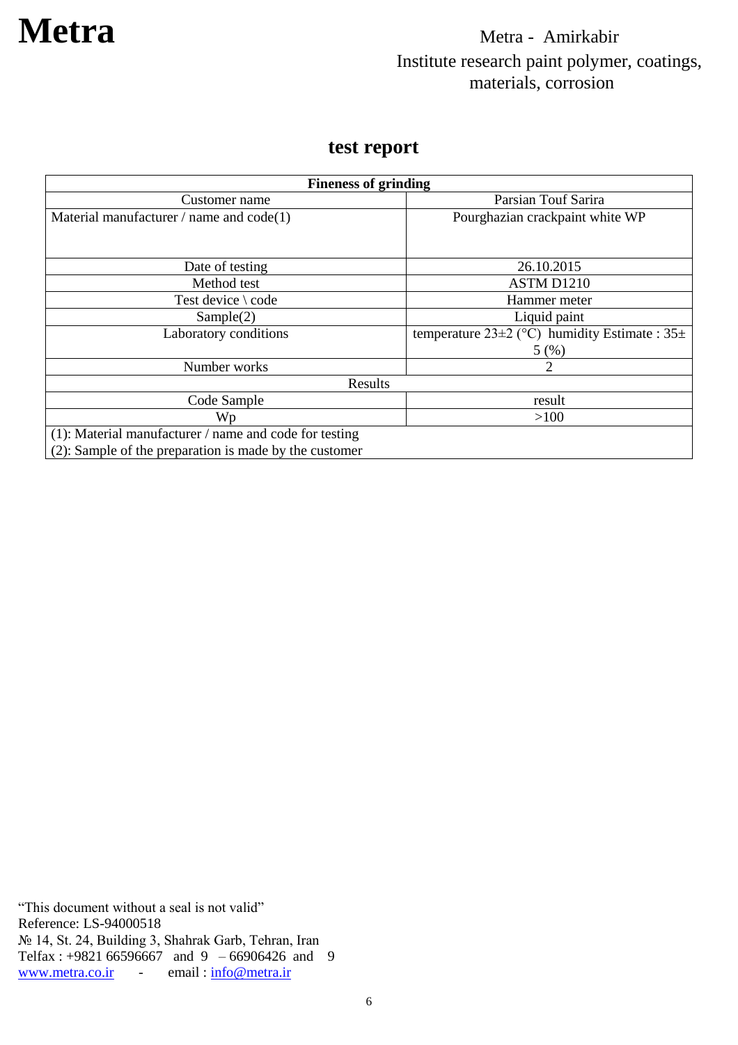# Metra

Metra - Amirkabir
Institute research paint polymer, coatings, materials, corrosion

## test report

| **Fineness of grinding** | |
|---|---|
| Customer name | Parsian Touf Sarira |
| Material manufacturer / name and code(1) | Pourghazian crackpaint white WP |
| Date of testing | 26.10.2015 |
| Method test | ASTM D1210 |
| Test device \ code | Hammer meter |
| Sample(2) | Liquid paint |
| Laboratory conditions | temperature 23±2 (°C) humidity Estimate : 35± 5 (%) |
| Number works | 2 |
| Results | |
| Code Sample | result |
| Wp | >100 |
| (1): Material manufacturer / name and code for testing | |
| (2): Sample of the preparation is made by the customer | |

"This document without a seal is not valid"
Reference: LS-94000518
№ 14, St. 24, Building 3, Shahrak Garb, Tehran, Iran
Telfax : +9821 66596667 and 9 – 66906426 and 9
www.metra.co.ir - email : info@metra.ir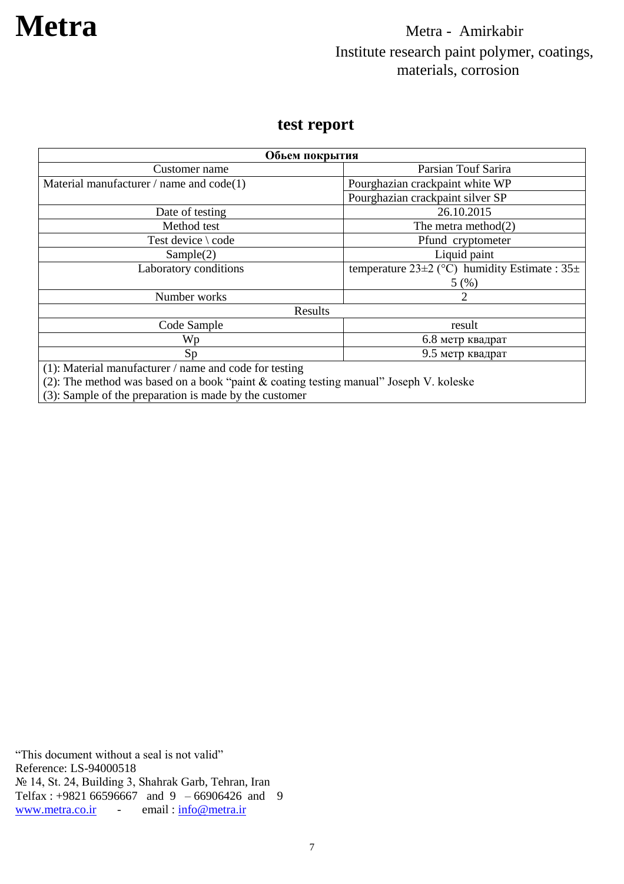# Metra

Metra - Amirkabir
Institute research paint polymer, coatings, materials, corrosion

## test report

| Обьем покрытия | |
|---|---|
| Customer name | Parsian Touf Sarira |
| Material manufacturer / name and code(1) | Pourghazian crackpaint white WP |
| | Pourghazian crackpaint silver SP |
| Date of testing | 26.10.2015 |
| Method test | The metra method(2) |
| Test device \ code | Pfund cryptometer |
| Sample(2) | Liquid paint |
| Laboratory conditions | temperature 23±2 (°C) humidity Estimate : 35± 5 (%) |
| Number works | 2 |
| Results | |
| Code Sample | result |
| Wp | 6.8 метр квадрат |
| Sp | 9.5 метр квадрат |

(1): Material manufacturer / name and code for testing
(2): The method was based on a book "paint & coating testing manual" Joseph V. koleske
(3): Sample of the preparation is made by the customer

"This document without a seal is not valid"
Reference: LS-94000518
№ 14, St. 24, Building 3, Shahrak Garb, Tehran, Iran
Telfax : +9821 66596667 and 9 – 66906426 and 9
www.metra.co.ir - email : info@metra.ir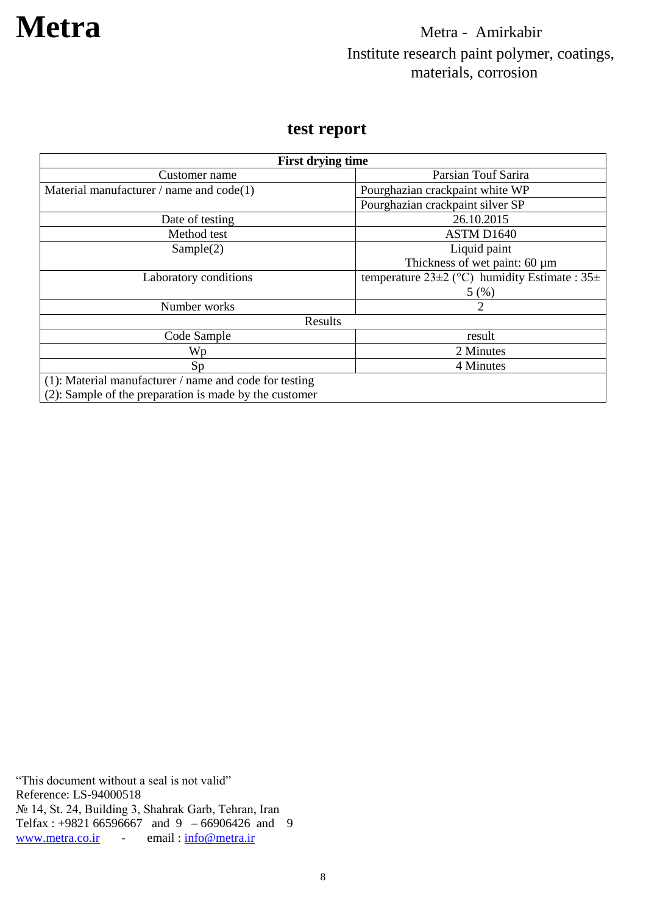**Metra**

Metra - Amirkabir
Institute research paint polymer, coatings, materials, corrosion

## test report

| First drying time | |
|---|---|
| Customer name | Parsian Touf Sarira |
| Material manufacturer / name and code(1) | Pourghazian crackpaint white WP |
| | Pourghazian crackpaint silver SP |
| Date of testing | 26.10.2015 |
| Method test | ASTM D1640 |
| Sample(2) | Liquid paint<br>Thickness of wet paint: 60 µm |
| Laboratory conditions | temperature 23±2 (°C) humidity Estimate : 35± 5 (%) |
| Number works | 2 |
| Results | |
| Code Sample | result |
| Wp | 2 Minutes |
| Sp | 4 Minutes |
| (1): Material manufacturer / name and code for testing<br>(2): Sample of the preparation is made by the customer | |

"This document without a seal is not valid"
Reference: LS-94000518
№ 14, St. 24, Building 3, Shahrak Garb, Tehran, Iran
Telfax : +9821 66596667 and 9 – 66906426 and 9
www.metra.co.ir - email : info@metra.ir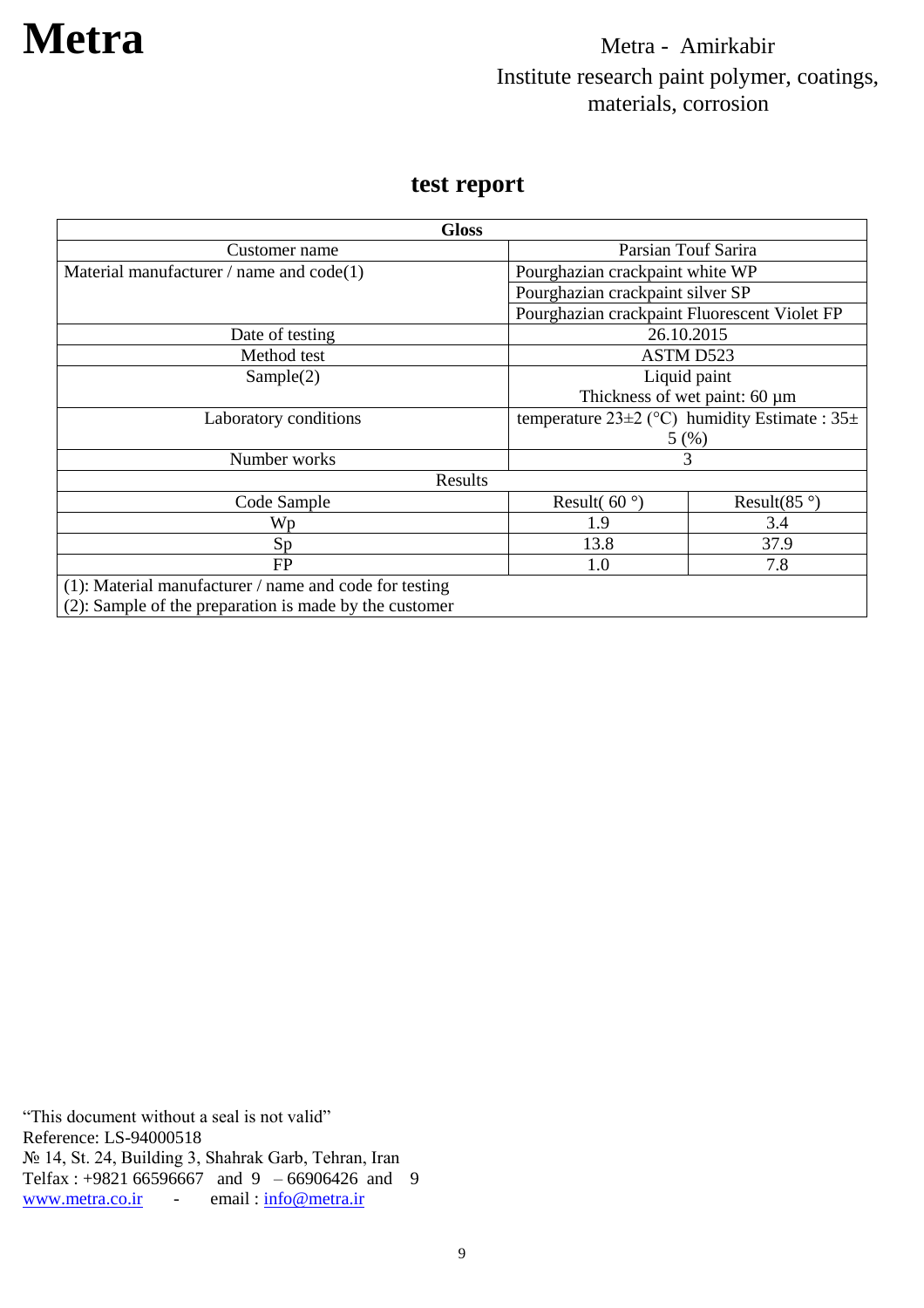**Metra**

Metra - Amirkabir
Institute research paint polymer, coatings, materials, corrosion

## test report

| **Gloss** | | |
|---|---|---|
| Customer name | Parsian Touf Sarira | |
| Material manufacturer / name and code(1) | Pourghazian crackpaint white WP | |
| | Pourghazian crackpaint silver SP | |
| | Pourghazian crackpaint Fluorescent Violet FP | |
| Date of testing | 26.10.2015 | |
| Method test | ASTM D523 | |
| Sample(2) | Liquid paint<br>Thickness of wet paint: 60 µm | |
| Laboratory conditions | temperature 23±2 (°C) humidity Estimate : 35± 5 (%) | |
| Number works | 3 | |
| Results | | |
| Code Sample | Result( 60 °) | Result(85 °) |
| Wp | 1.9 | 3.4 |
| Sp | 13.8 | 37.9 |
| FP | 1.0 | 7.8 |
| (1): Material manufacturer / name and code for testing<br>(2): Sample of the preparation is made by the customer | | |

"This document without a seal is not valid"
Reference: LS-94000518
№ 14, St. 24, Building 3, Shahrak Garb, Tehran, Iran
Telfax : +9821 66596667 and 9 – 66906426 and 9
www.metra.co.ir - email : info@metra.ir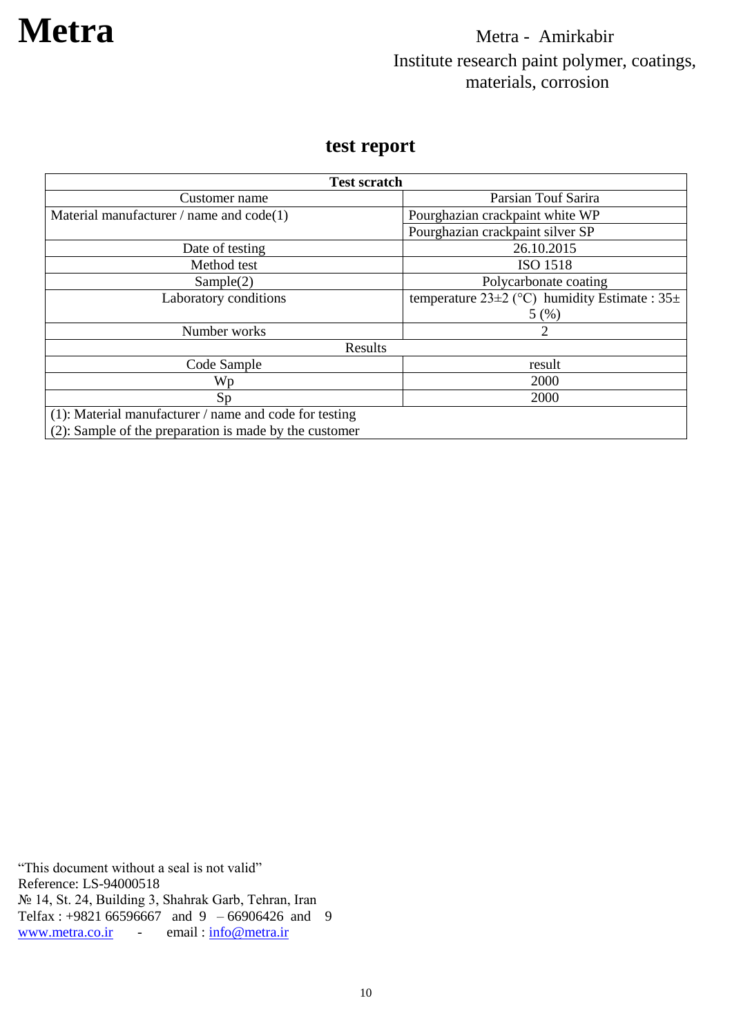# Metra

Metra - Amirkabir
Institute research paint polymer, coatings, materials, corrosion

## test report

| Test scratch | |
|---|---|
| Customer name | Parsian Touf Sarira |
| Material manufacturer / name and code(1) | Pourghazian crackpaint white WP |
| | Pourghazian crackpaint silver SP |
| Date of testing | 26.10.2015 |
| Method test | ISO 1518 |
| Sample(2) | Polycarbonate coating |
| Laboratory conditions | temperature 23±2 (°C) humidity Estimate : 35± 5 (%) |
| Number works | 2 |
| Results | |
| Code Sample | result |
| Wp | 2000 |
| Sp | 2000 |
| (1): Material manufacturer / name and code for testing | |
| (2): Sample of the preparation is made by the customer | |

“This document without a seal is not valid”
Reference: LS-94000518
№ 14, St. 24, Building 3, Shahrak Garb, Tehran, Iran
Telfax : +9821 66596667 and 9 – 66906426 and 9
www.metra.co.ir - email : info@metra.ir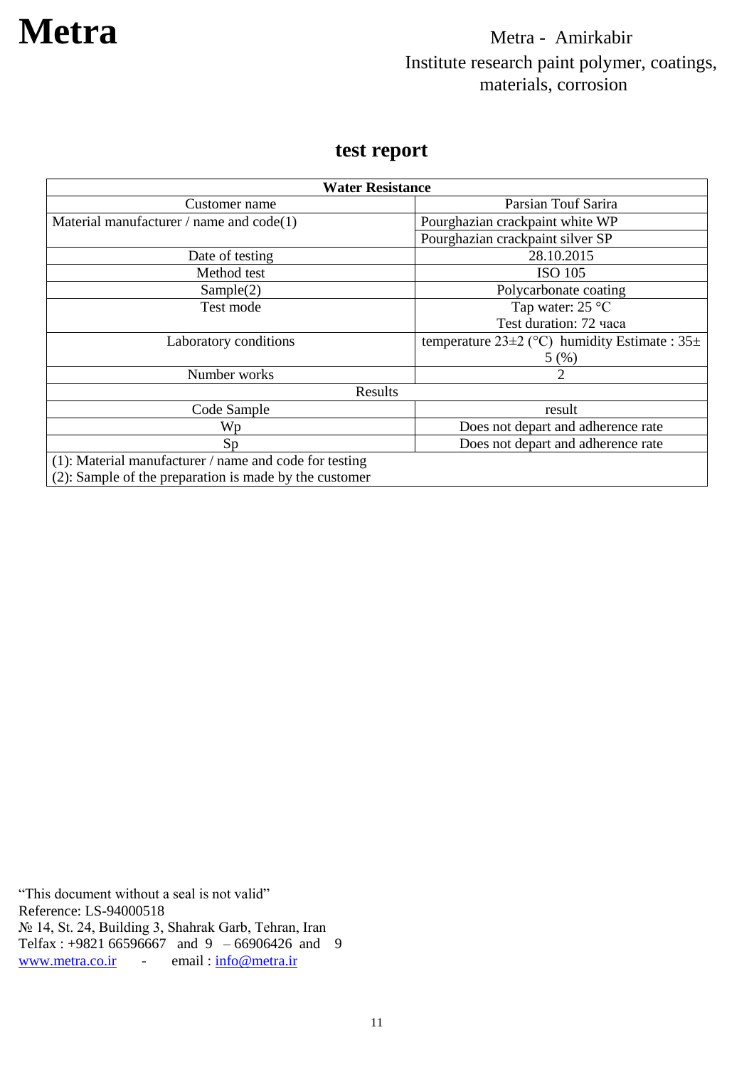# Metra

Metra - Amirkabir
Institute research paint polymer, coatings, materials, corrosion

## test report

| Water Resistance | |
|---|---|
| Customer name | Parsian Touf Sarira |
| Material manufacturer / name and code(1) | Pourghazian crackpaint white WP |
| | Pourghazian crackpaint silver SP |
| Date of testing | 28.10.2015 |
| Method test | ISO 105 |
| Sample(2) | Polycarbonate coating |
| Test mode | Tap water: 25 °C<br>Test duration: 72 часа |
| Laboratory conditions | temperature 23±2 (°C) humidity Estimate : 35± 5 (%) |
| Number works | 2 |
| Results | |
| Code Sample | result |
| Wp | Does not depart and adherence rate |
| Sp | Does not depart and adherence rate |
| (1): Material manufacturer / name and code for testing<br>(2): Sample of the preparation is made by the customer | |

"This document without a seal is not valid"
Reference: LS-94000518
№ 14, St. 24, Building 3, Shahrak Garb, Tehran, Iran
Telfax : +9821 66596667 and 9 – 66906426 and 9
www.metra.co.ir - email : info@metra.ir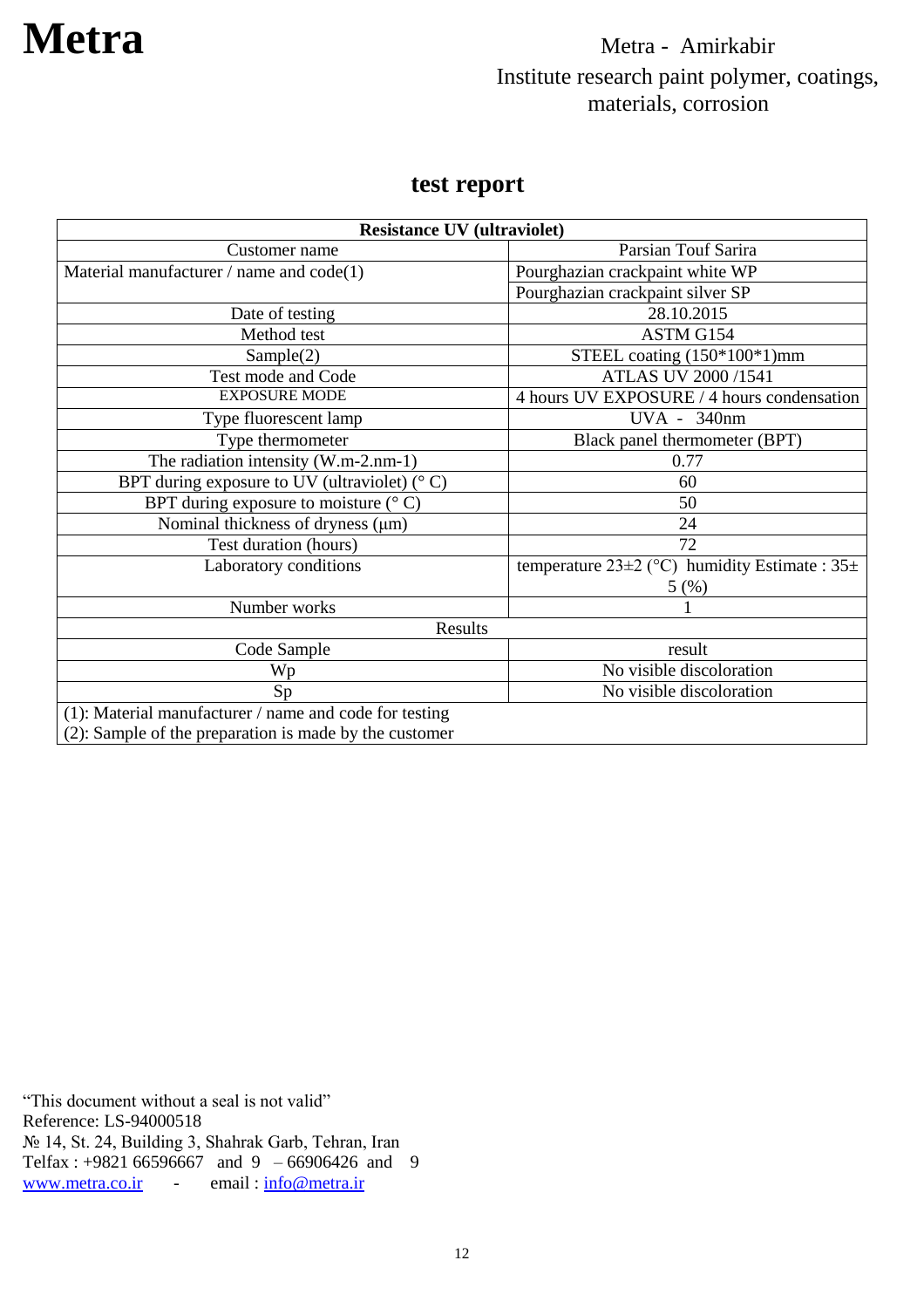**Metra**

Metra - Amirkabir
Institute research paint polymer, coatings, materials, corrosion

## test report

| **Resistance UV (ultraviolet)** | |
|---|---|
| Customer name | Parsian Touf Sarira |
| Material manufacturer / name and code(1) | Pourghazian crackpaint white WP |
| | Pourghazian crackpaint silver SP |
| Date of testing | 28.10.2015 |
| Method test | ASTM G154 |
| Sample(2) | STEEL coating (150*100*1)mm |
| Test mode and Code | ATLAS UV 2000 /1541 |
| EXPOSURE MODE | 4 hours UV EXPOSURE / 4 hours condensation |
| Type fluorescent lamp | UVA - 340nm |
| Type thermometer | Black panel thermometer (BPT) |
| The radiation intensity (W.m-2.nm-1) | 0.77 |
| BPT during exposure to UV (ultraviolet) (° C) | 60 |
| BPT during exposure to moisture (° C) | 50 |
| Nominal thickness of dryness (μm) | 24 |
| Test duration (hours) | 72 |
| Laboratory conditions | temperature 23±2 (°C) humidity Estimate : 35± 5 (%) |
| Number works | 1 |
| **Results** | |
| Code Sample | result |
| Wp | No visible discoloration |
| Sp | No visible discoloration |
| (1): Material manufacturer / name and code for testing<br>(2): Sample of the preparation is made by the customer | |

"This document without a seal is not valid"
Reference: LS-94000518
№ 14, St. 24, Building 3, Shahrak Garb, Tehran, Iran
Telfax : +9821 66596667 and 9 – 66906426 and 9
www.metra.co.ir - email : info@metra.ir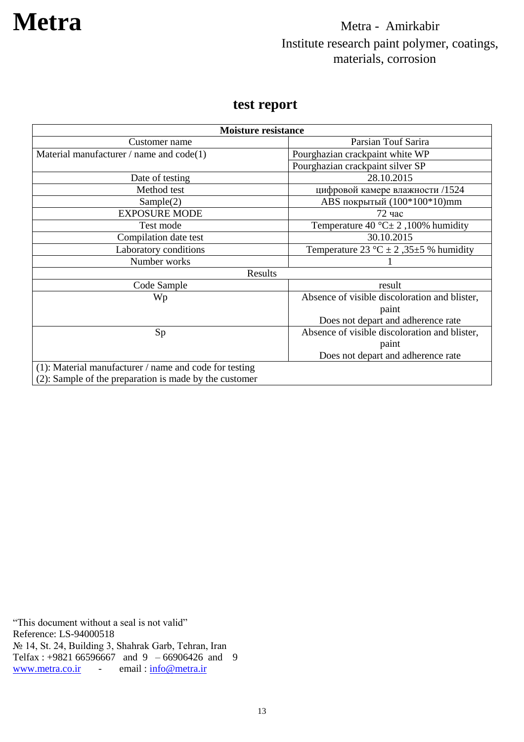# Metra

Metra - Amirkabir
Institute research paint polymer, coatings, materials, corrosion

## test report

| Moisture resistance | |
|---|---|
| Customer name | Parsian Touf Sarira |
| Material manufacturer / name and code(1) | Pourghazian crackpaint white WP |
| | Pourghazian crackpaint silver SP |
| Date of testing | 28.10.2015 |
| Method test | цифровой камере влажности /1524 |
| Sample(2) | ABS покрытый (100*100*10)mm |
| EXPOSURE MODE | 72 час |
| Test mode | Temperature 40 °C± 2 ,100% humidity |
| Compilation date test | 30.10.2015 |
| Laboratory conditions | Temperature 23 °C ± 2 ,35±5 % humidity |
| Number works | 1 |
| Results | |
| Code Sample | result |
| Wp | Absence of visible discoloration and blister, paint Does not depart and adherence rate |
| Sp | Absence of visible discoloration and blister, paint Does not depart and adherence rate |
| (1): Material manufacturer / name and code for testing (2): Sample of the preparation is made by the customer | |

"This document without a seal is not valid"
Reference: LS-94000518
№ 14, St. 24, Building 3, Shahrak Garb, Tehran, Iran
Telfax : +9821 66596667 and 9 – 66906426 and 9
www.metra.co.ir - email : info@metra.ir